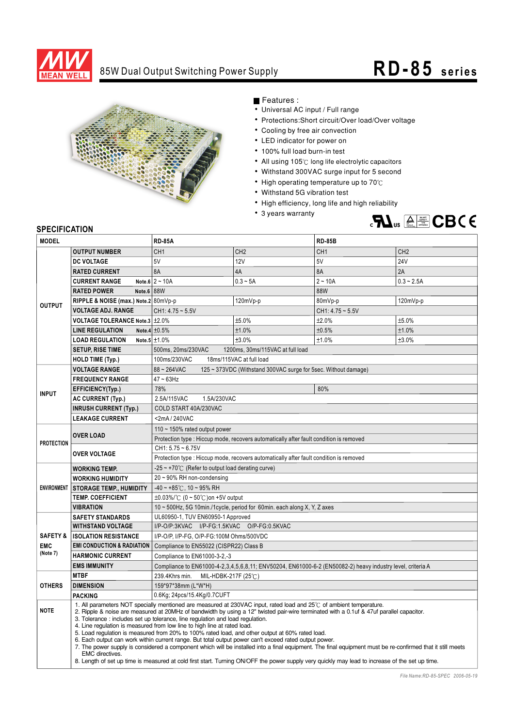# MEAN WELL

## 85W Dual Output Switching Power Supply

# RD-85 series

■ Features :

- Universal AC input / Full range
- Protections:Short circuit/Over load/Over voltage
- Cooling by free air convection
- LED indicator for power on
- 100% full load burn-in test
- All using 105℃ long life electrolytic capacitors
- Withstand 300VAC surge input for 5 second
- High operating temperature up to 70℃
- Withstand 5G vibration test
- High efficiency, long life and high reliability
- 3 years warranty

## SPECIFICATION

| MODEL | | RD-85A | | RD-85B | |
|---|---|---|---|---|---|
| OUTPUT | OUTPUT NUMBER | CH1 | CH2 | CH1 | CH2 |
| | DC VOLTAGE | 5V | 12V | 5V | 24V |
| | RATED CURRENT | 8A | 4A | 8A | 2A |
| | CURRENT RANGE Note.6 | 2 ~ 10A | 0.3 ~ 5A | 2 ~ 10A | 0.3 ~ 2.5A |
| | RATED POWER Note.6 | 88W | | 88W | |
| | RIPPLE & NOISE (max.) Note.2 | 80mVp-p | 120mVp-p | 80mVp-p | 120mVp-p |
| | VOLTAGE ADJ. RANGE | CH1: 4.75 ~ 5.5V | | CH1: 4.75 ~ 5.5V | |
| | VOLTAGE TOLERANCE Note.3 | ±2.0% | ±5.0% | ±2.0% | ±5.0% |
| | LINE REGULATION Note.4 | ±0.5% | ±1.0% | ±0.5% | ±1.0% |
| | LOAD REGULATION Note.5 | ±1.0% | ±3.0% | ±1.0% | ±3.0% |
| | SETUP, RISE TIME | 500ms, 20ms/230VAC 1200ms, 30ms/115VAC at full load | | | |
| | HOLD TIME (Typ.) | 100ms/230VAC 18ms/115VAC at full load | | | |
| INPUT | VOLTAGE RANGE | 88 ~ 264VAC 125 ~ 373VDC (Withstand 300VAC surge for 5sec. Without damage) | | | |
| | FREQUENCY RANGE | 47 ~ 63Hz | | | |
| | EFFICIENCY(Typ.) | 78% | | 80% | |
| | AC CURRENT (Typ.) | 2.5A/115VAC 1.5A/230VAC | | | |
| | INRUSH CURRENT (Typ.) | COLD START 40A/230VAC | | | |
| | LEAKAGE CURRENT | <2mA / 240VAC | | | |
| PROTECTION | OVER LOAD | 110 ~ 150% rated output power | | | |
| | | Protection type : Hiccup mode, recovers automatically after fault condition is removed | | | |
| | OVER VOLTAGE | CH1: 5.75 ~ 6.75V | | | |
| | | Protection type : Hiccup mode, recovers automatically after fault condition is removed | | | |
| ENVIRONMENT | WORKING TEMP. | -25 ~ +70℃ (Refer to output load derating curve) | | | |
| | WORKING HUMIDITY | 20 ~ 90% RH non-condensing | | | |
| | STORAGE TEMP., HUMIDITY | -40 ~ +85℃, 10 ~ 95% RH | | | |
| | TEMP. COEFFICIENT | ±0.03%/℃ (0 ~ 50℃)on +5V output | | | |
| | VIBRATION | 10 ~ 500Hz, 5G 10min./1cycle, period for 60min. each along X, Y, Z axes | | | |
| SAFETY & EMC (Note 7) | SAFETY STANDARDS | UL60950-1, TUV EN60950-1 Approved | | | |
| | WITHSTAND VOLTAGE | I/P-O/P:3KVAC I/P-FG:1.5KVAC O/P-FG:0.5KVAC | | | |
| | ISOLATION RESISTANCE | I/P-O/P, I/P-FG, O/P-FG:100M Ohms/500VDC | | | |
| | EMI CONDUCTION & RADIATION | Compliance to EN55022 (CISPR22) Class B | | | |
| | HARMONIC CURRENT | Compliance to EN61000-3-2,-3 | | | |
| | EMS IMMUNITY | Compliance to EN61000-4-2,3,4,5,6,8,11; ENV50204, EN61000-6-2 (EN50082-2) heavy industry level, criteria A | | | |
| OTHERS | MTBF | 239.4Khrs min. MIL-HDBK-217F (25℃) | | | |
| | DIMENSION | 159*97*38mm (L*W*H) | | | |
| | PACKING | 0.6Kg; 24pcs/15.4Kg/0.7CUFT | | | |

**NOTE**

1. All parameters NOT specially mentioned are measured at 230VAC input, rated load and 25℃ of ambient temperature.
2. Ripple & noise are measured at 20MHz of bandwidth by using a 12" twisted pair-wire terminated with a 0.1uf & 47uf parallel capacitor.
3. Tolerance : includes set up tolerance, line regulation and load regulation.
4. Line regulation is measured from low line to high line at rated load.
5. Load regulation is measured from 20% to 100% rated load, and other output at 60% rated load.
6. Each output can work within current range. But total output power can't exceed rated output power.
7. The power supply is considered a component which will be installed into a final equipment. The final equipment must be re-confirmed that it still meets EMC directives.
8. Length of set up time is measured at cold first start. Turning ON/OFF the power supply very quickly may lead to increase of the set up time.

*File Name:RD-85-SPEC 2006-05-19*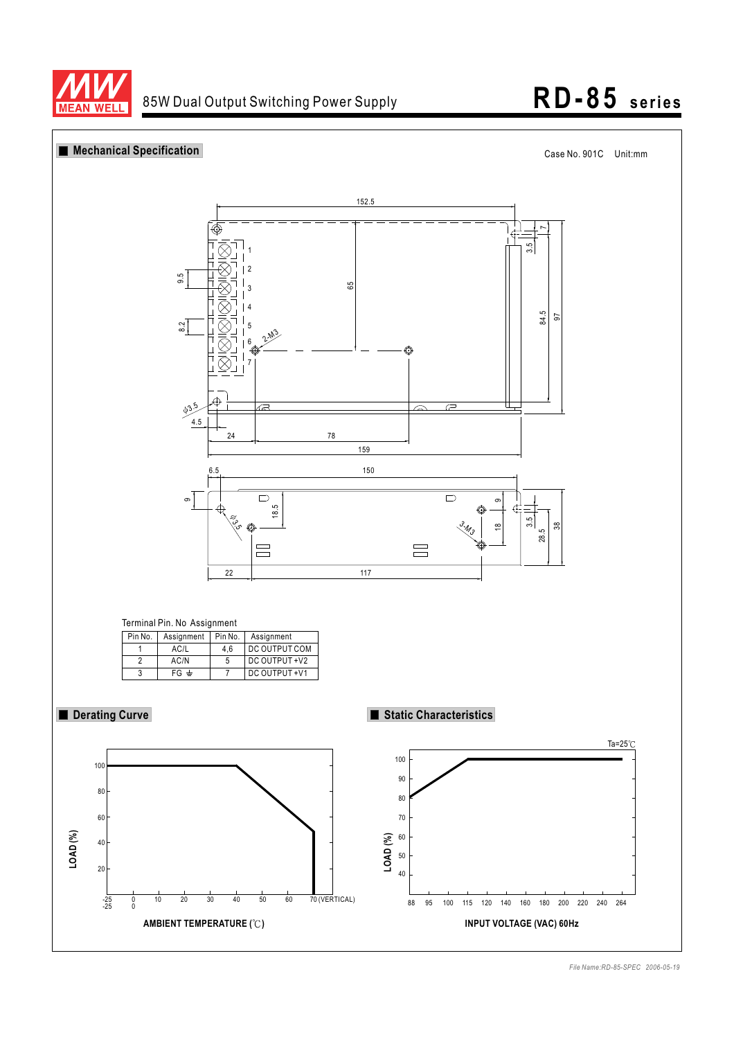# 85W Dual Output Switching Power Supply

# RD-85 series

## Mechanical Specification

Case No. 901C Unit:mm

152.5

7

3.5

9.5

65

84.5

97

8.2

2-M3

1 2 3 4 5 6 7

φ3.5

4.5

24

78

159

6.5

150

9

18.5

9

φ3.5

3-M3

18

3.5

28.5

38

22

117

Terminal Pin. No Assignment

| Pin No. | Assignment | Pin No. | Assignment |
|---|---|---|---|
| 1 | AC/L | 4,6 | DC OUTPUT COM |
| 2 | AC/N | 5 | DC OUTPUT +V2 |
| 3 | FG ⏚ | 7 | DC OUTPUT +V1 |

## Derating Curve

LOAD (%)

100
80
60
40
20

-25 0 10 20 30 40 50 60 70 (VERTICAL)

AMBIENT TEMPERATURE (℃)

## Static Characteristics

Ta=25℃

LOAD (%)

100
90
80
70
60
50
40

88 95 100 115 120 140 160 180 200 220 240 264

INPUT VOLTAGE (VAC) 60Hz

*File Name:RD-85-SPEC 2006-05-19*